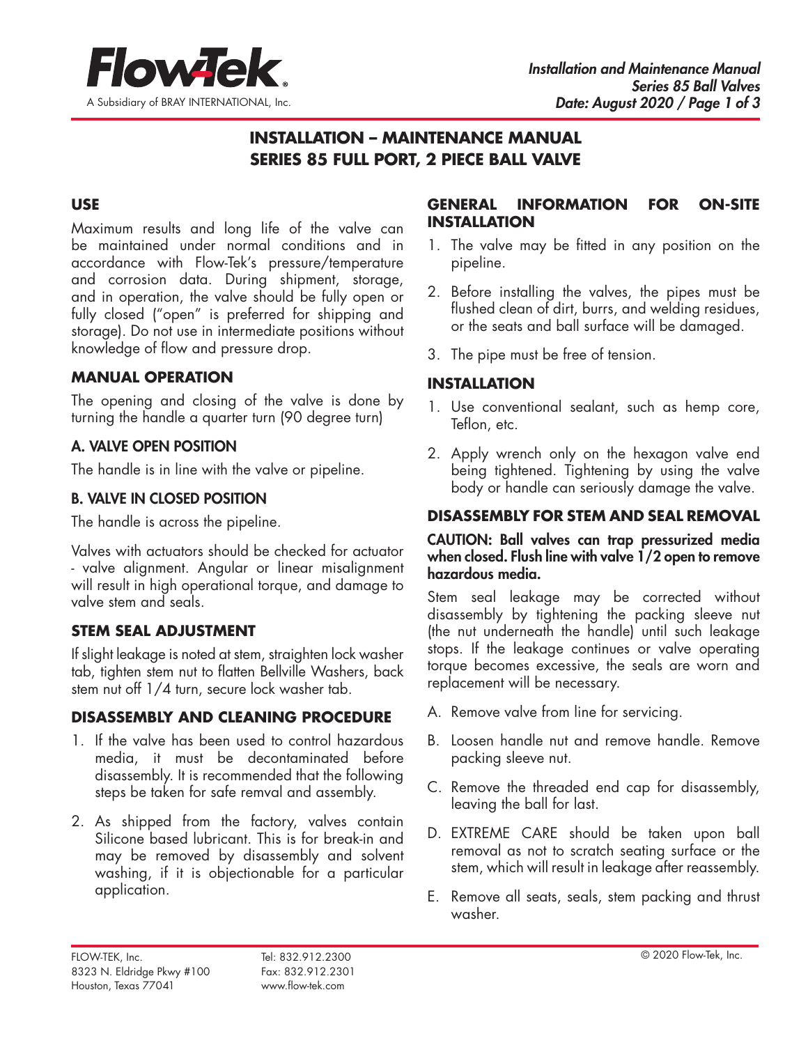# INSTALLATION – MAINTENANCE MANUAL
# SERIES 85 FULL PORT, 2 PIECE BALL VALVE

## USE

Maximum results and long life of the valve can be maintained under normal conditions and in accordance with Flow-Tek's pressure/temperature and corrosion data. During shipment, storage, and in operation, the valve should be fully open or fully closed ("open" is preferred for shipping and storage). Do not use in intermediate positions without knowledge of flow and pressure drop.

## MANUAL OPERATION

The opening and closing of the valve is done by turning the handle a quarter turn (90 degree turn)

### A. VALVE OPEN POSITION

The handle is in line with the valve or pipeline.

### B. VALVE IN CLOSED POSITION

The handle is across the pipeline.

Valves with actuators should be checked for actuator - valve alignment. Angular or linear misalignment will result in high operational torque, and damage to valve stem and seals.

## STEM SEAL ADJUSTMENT

If slight leakage is noted at stem, straighten lock washer tab, tighten stem nut to flatten Bellville Washers, back stem nut off 1/4 turn, secure lock washer tab.

## DISASSEMBLY AND CLEANING PROCEDURE

1. If the valve has been used to control hazardous media, it must be decontaminated before disassembly. It is recommended that the following steps be taken for safe remval and assembly.
2. As shipped from the factory, valves contain Silicone based lubricant. This is for break-in and may be removed by disassembly and solvent washing, if it is objectionable for a particular application.

## GENERAL INFORMATION FOR ON-SITE INSTALLATION

1. The valve may be fitted in any position on the pipeline.
2. Before installing the valves, the pipes must be flushed clean of dirt, burrs, and welding residues, or the seats and ball surface will be damaged.
3. The pipe must be free of tension.

## INSTALLATION

1. Use conventional sealant, such as hemp core, Teflon, etc.
2. Apply wrench only on the hexagon valve end being tightened. Tightening by using the valve body or handle can seriously damage the valve.

## DISASSEMBLY FOR STEM AND SEAL REMOVAL

**CAUTION: Ball valves can trap pressurized media when closed. Flush line with valve 1/2 open to remove hazardous media.**

Stem seal leakage may be corrected without disassembly by tightening the packing sleeve nut (the nut underneath the handle) until such leakage stops. If the leakage continues or valve operating torque becomes excessive, the seals are worn and replacement will be necessary.

A. Remove valve from line for servicing.

B. Loosen handle nut and remove handle. Remove packing sleeve nut.

C. Remove the threaded end cap for disassembly, leaving the ball for last.

D. EXTREME CARE should be taken upon ball removal as not to scratch seating surface or the stem, which will result in leakage after reassembly.

E. Remove all seats, seals, stem packing and thrust washer.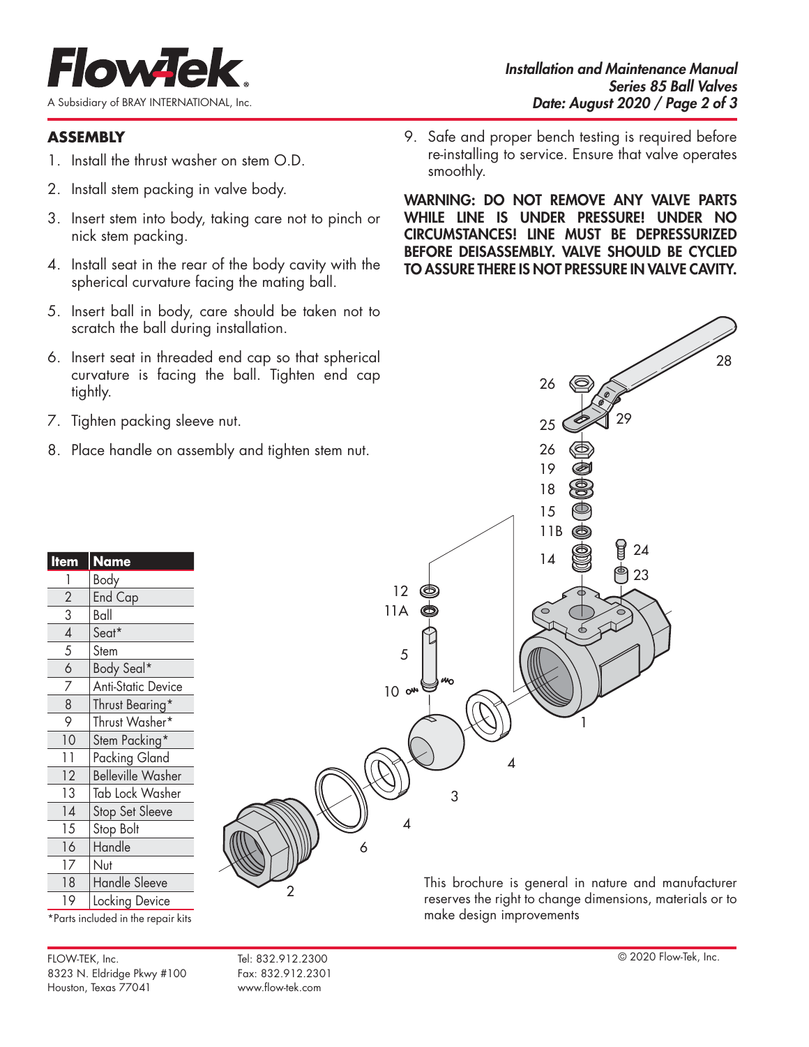## ASSEMBLY

1. Install the thrust washer on stem O.D.
2. Install stem packing in valve body.
3. Insert stem into body, taking care not to pinch or nick stem packing.
4. Install seat in the rear of the body cavity with the spherical curvature facing the mating ball.
5. Insert ball in body, care should be taken not to scratch the ball during installation.
6. Insert seat in threaded end cap so that spherical curvature is facing the ball. Tighten end cap tightly.
7. Tighten packing sleeve nut.
8. Place handle on assembly and tighten stem nut.
9. Safe and proper bench testing is required before re-installing to service. Ensure that valve operates smoothly.

**WARNING: DO NOT REMOVE ANY VALVE PARTS WHILE LINE IS UNDER PRESSURE! UNDER NO CIRCUMSTANCES! LINE MUST BE DEPRESSURIZED BEFORE DEISASSEMBLY. VALVE SHOULD BE CYCLED TO ASSURE THERE IS NOT PRESSURE IN VALVE CAVITY.**

| Item | Name |
|---|---|
| 1 | Body |
| 2 | End Cap |
| 3 | Ball |
| 4 | Seat* |
| 5 | Stem |
| 6 | Body Seal* |
| 7 | Anti-Static Device |
| 8 | Thrust Bearing* |
| 9 | Thrust Washer* |
| 10 | Stem Packing* |
| 11 | Packing Gland |
| 12 | Belleville Washer |
| 13 | Tab Lock Washer |
| 14 | Stop Set Sleeve |
| 15 | Stop Bolt |
| 16 | Handle |
| 17 | Nut |
| 18 | Handle Sleeve |
| 19 | Locking Device |

*Parts included in the repair kits

This brochure is general in nature and manufacturer reserves the right to change dimensions, materials or to make design improvements

FLOW-TEK, Inc.
8323 N. Eldridge Pkwy #100
Houston, Texas 77041

Tel: 832.912.2300
Fax: 832.912.2301
www.flow-tek.com

© 2020 Flow-Tek, Inc.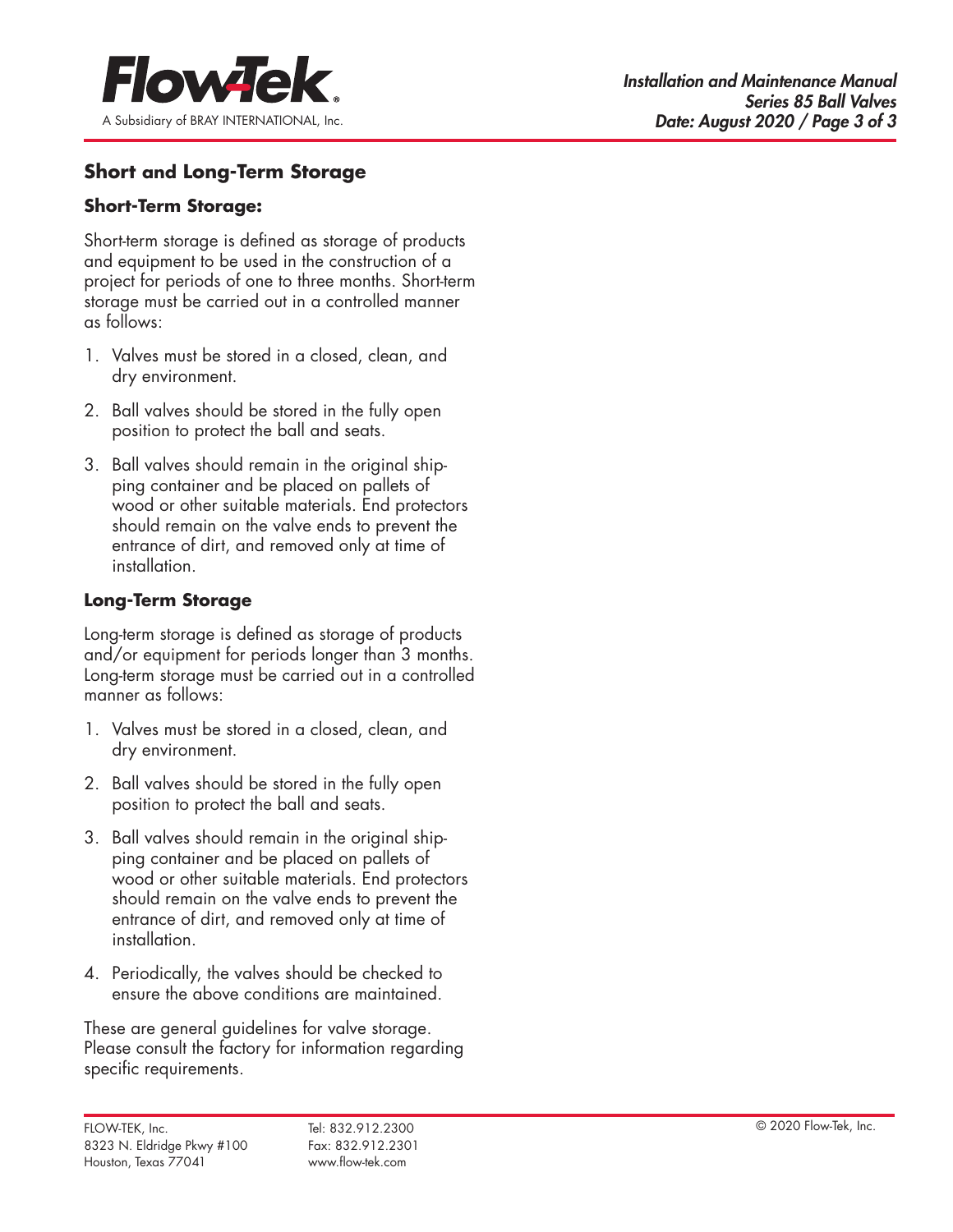## Short and Long-Term Storage

### Short-Term Storage:

Short-term storage is defined as storage of products and equipment to be used in the construction of a project for periods of one to three months. Short-term storage must be carried out in a controlled manner as follows:

1. Valves must be stored in a closed, clean, and dry environment.
2. Ball valves should be stored in the fully open position to protect the ball and seats.
3. Ball valves should remain in the original shipping container and be placed on pallets of wood or other suitable materials. End protectors should remain on the valve ends to prevent the entrance of dirt, and removed only at time of installation.

### Long-Term Storage

Long-term storage is defined as storage of products and/or equipment for periods longer than 3 months. Long-term storage must be carried out in a controlled manner as follows:

1. Valves must be stored in a closed, clean, and dry environment.
2. Ball valves should be stored in the fully open position to protect the ball and seats.
3. Ball valves should remain in the original shipping container and be placed on pallets of wood or other suitable materials. End protectors should remain on the valve ends to prevent the entrance of dirt, and removed only at time of installation.
4. Periodically, the valves should be checked to ensure the above conditions are maintained.

These are general guidelines for valve storage. Please consult the factory for information regarding specific requirements.